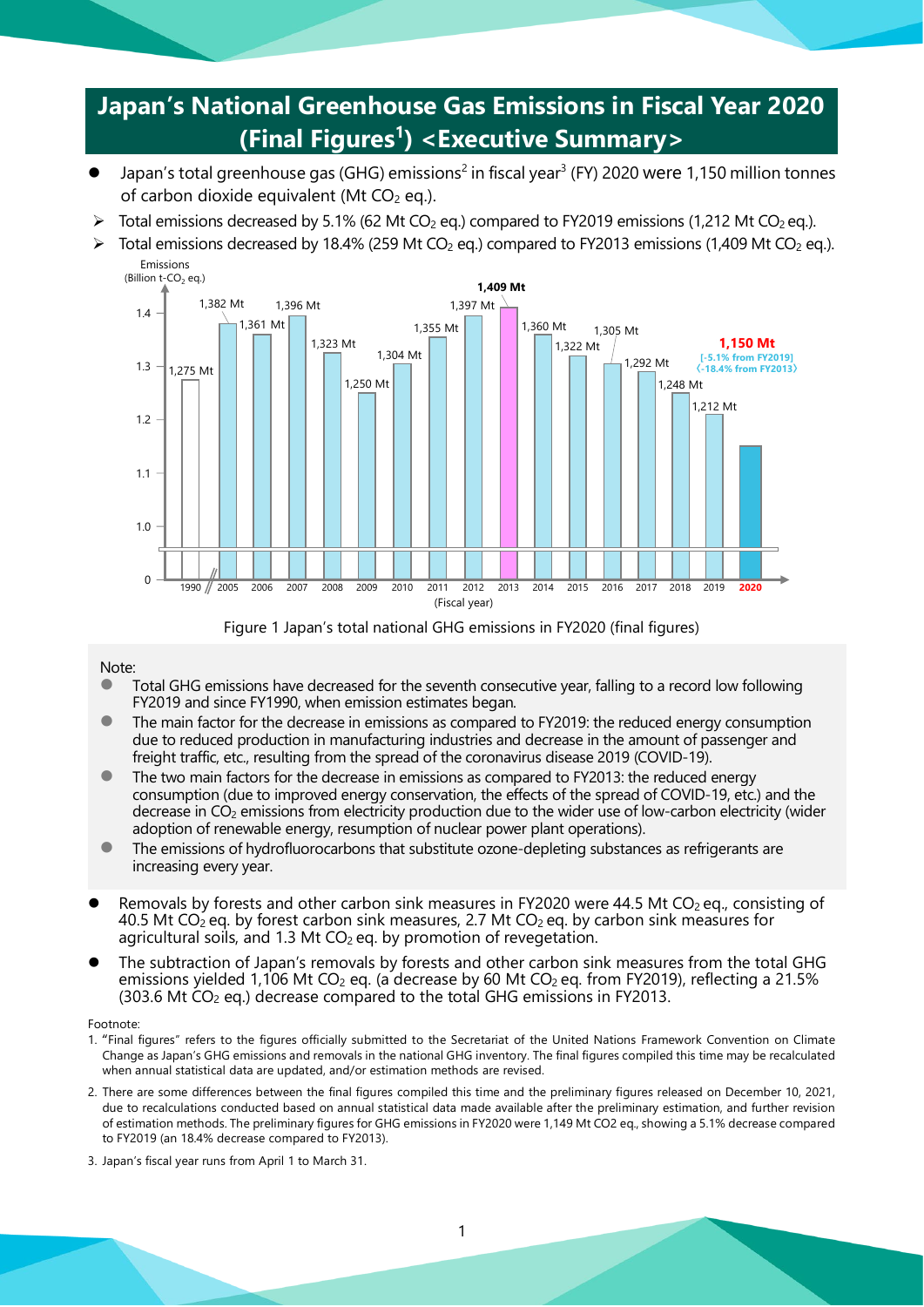# Japan's National Greenhouse Gas Emissions in Fiscal Year 2020 (Final Figures[1]) <Executive Summary>

- Japan's total greenhouse gas (GHG) emissions[2] in fiscal year[3] (FY) 2020 were 1,150 million tonnes of carbon dioxide equivalent (Mt $CO_2$ eq.).
  - Total emissions decreased by 5.1% (62 Mt $CO_2$ eq.) compared to FY2019 emissions (1,212 Mt $CO_2$ eq.).
  - Total emissions decreased by 18.4% (259 Mt $CO_2$ eq.) compared to FY2013 emissions (1,409 Mt $CO_2$ eq.).

| Fiscal year | Emissions |
|---|---|
| 1990 | 1,275 Mt |
| 2005 | 1,382 Mt |
| 2006 | 1,361 Mt |
| 2007 | 1,396 Mt |
| 2008 | 1,323 Mt |
| 2009 | 1,250 Mt |
| 2010 | 1,304 Mt |
| 2011 | 1,355 Mt |
| 2012 | 1,397 Mt |
| 2013 | 1,409 Mt |
| 2014 | 1,360 Mt |
| 2015 | 1,322 Mt |
| 2016 | 1,305 Mt |
| 2017 | 1,292 Mt |
| 2018 | 1,248 Mt |
| 2019 | 1,212 Mt |
| 2020 | 1,150 Mt [-5.1% from FY2019] 〈-18.4% from FY2013〉 |

Figure 1 Japan's total national GHG emissions in FY2020 (final figures)

Note:

- Total GHG emissions have decreased for the seventh consecutive year, falling to a record low following FY2019 and since FY1990, when emission estimates began.
- The main factor for the decrease in emissions as compared to FY2019: the reduced energy consumption due to reduced production in manufacturing industries and decrease in the amount of passenger and freight traffic, etc., resulting from the spread of the coronavirus disease 2019 (COVID-19).
- The two main factors for the decrease in emissions as compared to FY2013: the reduced energy consumption (due to improved energy conservation, the effects of the spread of COVID-19, etc.) and the decrease in $CO_2$ emissions from electricity production due to the wider use of low-carbon electricity (wider adoption of renewable energy, resumption of nuclear power plant operations).
- The emissions of hydrofluorocarbons that substitute ozone-depleting substances as refrigerants are increasing every year.

- Removals by forests and other carbon sink measures in FY2020 were 44.5 Mt $CO_2$ eq., consisting of 40.5 Mt $CO_2$ eq. by forest carbon sink measures, 2.7 Mt $CO_2$ eq. by carbon sink measures for agricultural soils, and 1.3 Mt $CO_2$ eq. by promotion of revegetation.
- The subtraction of Japan's removals by forests and other carbon sink measures from the total GHG emissions yielded 1,106 Mt $CO_2$ eq. (a decrease by 60 Mt $CO_2$ eq. from FY2019), reflecting a 21.5% (303.6 Mt $CO_2$ eq.) decrease compared to the total GHG emissions in FY2013.

Footnote:

1. "Final figures" refers to the figures officially submitted to the Secretariat of the United Nations Framework Convention on Climate Change as Japan's GHG emissions and removals in the national GHG inventory. The final figures compiled this time may be recalculated when annual statistical data are updated, and/or estimation methods are revised.
2. There are some differences between the final figures compiled this time and the preliminary figures released on December 10, 2021, due to recalculations conducted based on annual statistical data made available after the preliminary estimation, and further revision of estimation methods. The preliminary figures for GHG emissions in FY2020 were 1,149 Mt CO2 eq., showing a 5.1% decrease compared to FY2019 (an 18.4% decrease compared to FY2013).
3. Japan's fiscal year runs from April 1 to March 31.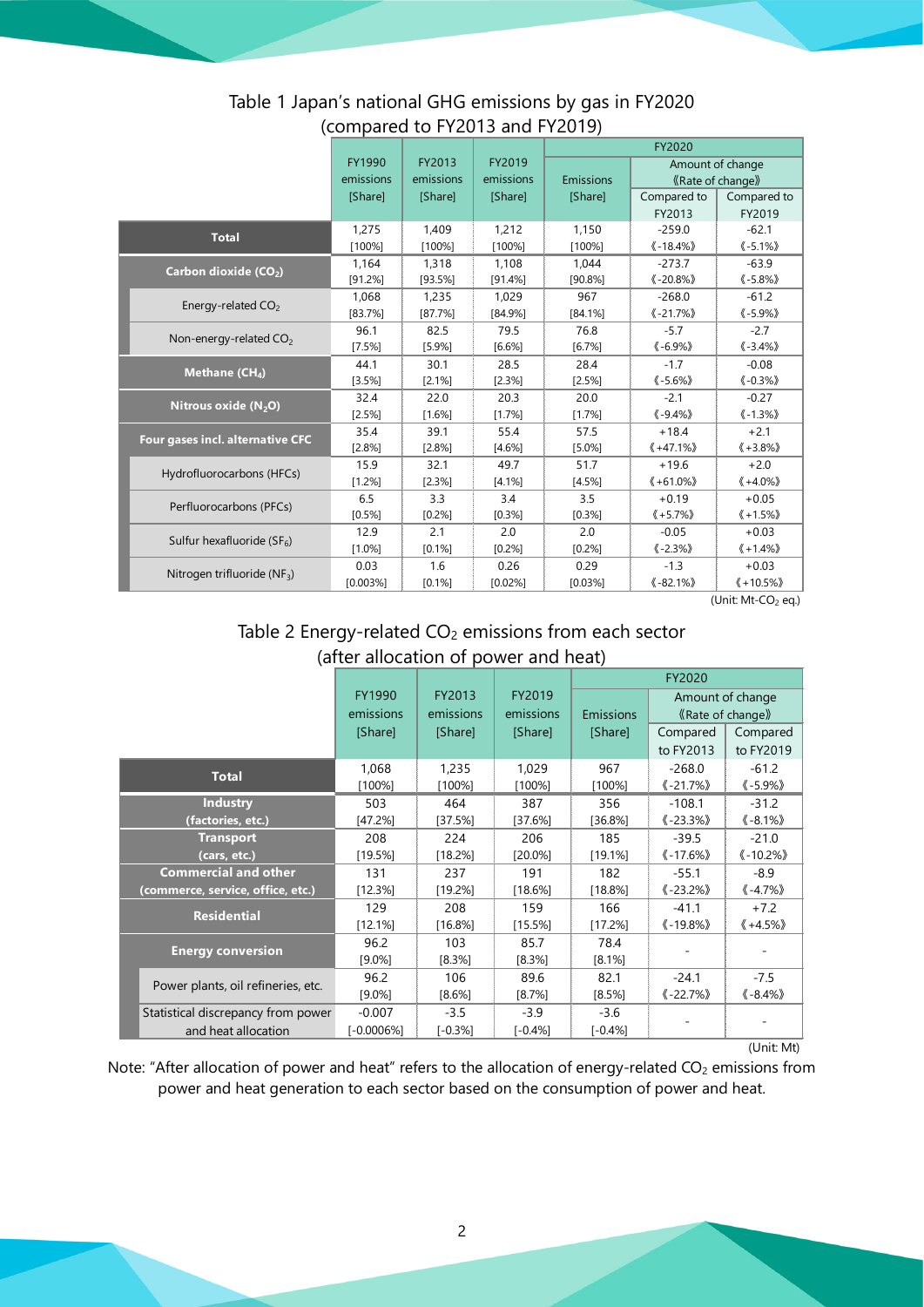# Table 1 Japan's national GHG emissions by gas in FY2020 (compared to FY2013 and FY2019)

| | FY1990 emissions [Share] | FY2013 emissions [Share] | FY2019 emissions [Share] | FY2020 Emissions [Share] | FY2020 Amount of change 《Rate of change》 Compared to FY2013 | FY2020 Amount of change 《Rate of change》 Compared to FY2019 |
|---|---|---|---|---|---|---|
| **Total** | 1,275 [100%] | 1,409 [100%] | 1,212 [100%] | 1,150 [100%] | -259.0 《-18.4%》 | -62.1 《-5.1%》 |
| **Carbon dioxide ($CO_2$)** | 1,164 [91.2%] | 1,318 [93.5%] | 1,108 [91.4%] | 1,044 [90.8%] | -273.7 《-20.8%》 | -63.9 《-5.8%》 |
| Energy-related $CO_2$ | 1,068 [83.7%] | 1,235 [87.7%] | 1,029 [84.9%] | 967 [84.1%] | -268.0 《-21.7%》 | -61.2 《-5.9%》 |
| Non-energy-related $CO_2$ | 96.1 [7.5%] | 82.5 [5.9%] | 79.5 [6.6%] | 76.8 [6.7%] | -5.7 《-6.9%》 | -2.7 《-3.4%》 |
| **Methane ($CH_4$)** | 44.1 [3.5%] | 30.1 [2.1%] | 28.5 [2.3%] | 28.4 [2.5%] | -1.7 《-5.6%》 | -0.08 《-0.3%》 |
| **Nitrous oxide ($N_2O$)** | 32.4 [2.5%] | 22.0 [1.6%] | 20.3 [1.7%] | 20.0 [1.7%] | -2.1 《-9.4%》 | -0.27 《-1.3%》 |
| **Four gases incl. alternative CFC** | 35.4 [2.8%] | 39.1 [2.8%] | 55.4 [4.6%] | 57.5 [5.0%] | +18.4 《+47.1%》 | +2.1 《+3.8%》 |
| Hydrofluorocarbons (HFCs) | 15.9 [1.2%] | 32.1 [2.3%] | 49.7 [4.1%] | 51.7 [4.5%] | +19.6 《+61.0%》 | +2.0 《+4.0%》 |
| Perfluorocarbons (PFCs) | 6.5 [0.5%] | 3.3 [0.2%] | 3.4 [0.3%] | 3.5 [0.3%] | +0.19 《+5.7%》 | +0.05 《+1.5%》 |
| Sulfur hexafluoride ($SF_6$) | 12.9 [1.0%] | 2.1 [0.1%] | 2.0 [0.2%] | 2.0 [0.2%] | -0.05 《-2.3%》 | +0.03 《+1.4%》 |
| Nitrogen trifluoride ($NF_3$) | 0.03 [0.003%] | 1.6 [0.1%] | 0.26 [0.02%] | 0.29 [0.03%] | -1.3 《-82.1%》 | +0.03 《+10.5%》 |

(Unit: Mt-$CO_2$ eq.)

# Table 2 Energy-related $CO_2$ emissions from each sector (after allocation of power and heat)

| | FY1990 emissions [Share] | FY2013 emissions [Share] | FY2019 emissions [Share] | FY2020 Emissions [Share] | FY2020 Amount of change 《Rate of change》 Compared to FY2013 | FY2020 Amount of change 《Rate of change》 Compared to FY2019 |
|---|---|---|---|---|---|---|
| **Total** | 1,068 [100%] | 1,235 [100%] | 1,029 [100%] | 967 [100%] | -268.0 《-21.7%》 | -61.2 《-5.9%》 |
| **Industry (factories, etc.)** | 503 [47.2%] | 464 [37.5%] | 387 [37.6%] | 356 [36.8%] | -108.1 《-23.3%》 | -31.2 《-8.1%》 |
| **Transport (cars, etc.)** | 208 [19.5%] | 224 [18.2%] | 206 [20.0%] | 185 [19.1%] | -39.5 《-17.6%》 | -21.0 《-10.2%》 |
| **Commercial and other (commerce, service, office, etc.)** | 131 [12.3%] | 237 [19.2%] | 191 [18.6%] | 182 [18.8%] | -55.1 《-23.2%》 | -8.9 《-4.7%》 |
| **Residential** | 129 [12.1%] | 208 [16.8%] | 159 [15.5%] | 166 [17.2%] | -41.1 《-19.8%》 | +7.2 《+4.5%》 |
| **Energy conversion** | 96.2 [9.0%] | 103 [8.3%] | 85.7 [8.3%] | 78.4 [8.1%] | - | - |
| Power plants, oil refineries, etc. | 96.2 [9.0%] | 106 [8.6%] | 89.6 [8.7%] | 82.1 [8.5%] | -24.1 《-22.7%》 | -7.5 《-8.4%》 |
| Statistical discrepancy from power and heat allocation | -0.007 [-0.0006%] | -3.5 [-0.3%] | -3.9 [-0.4%] | -3.6 [-0.4%] | - | - |

(Unit: Mt)

Note: "After allocation of power and heat" refers to the allocation of energy-related $CO_2$ emissions from power and heat generation to each sector based on the consumption of power and heat.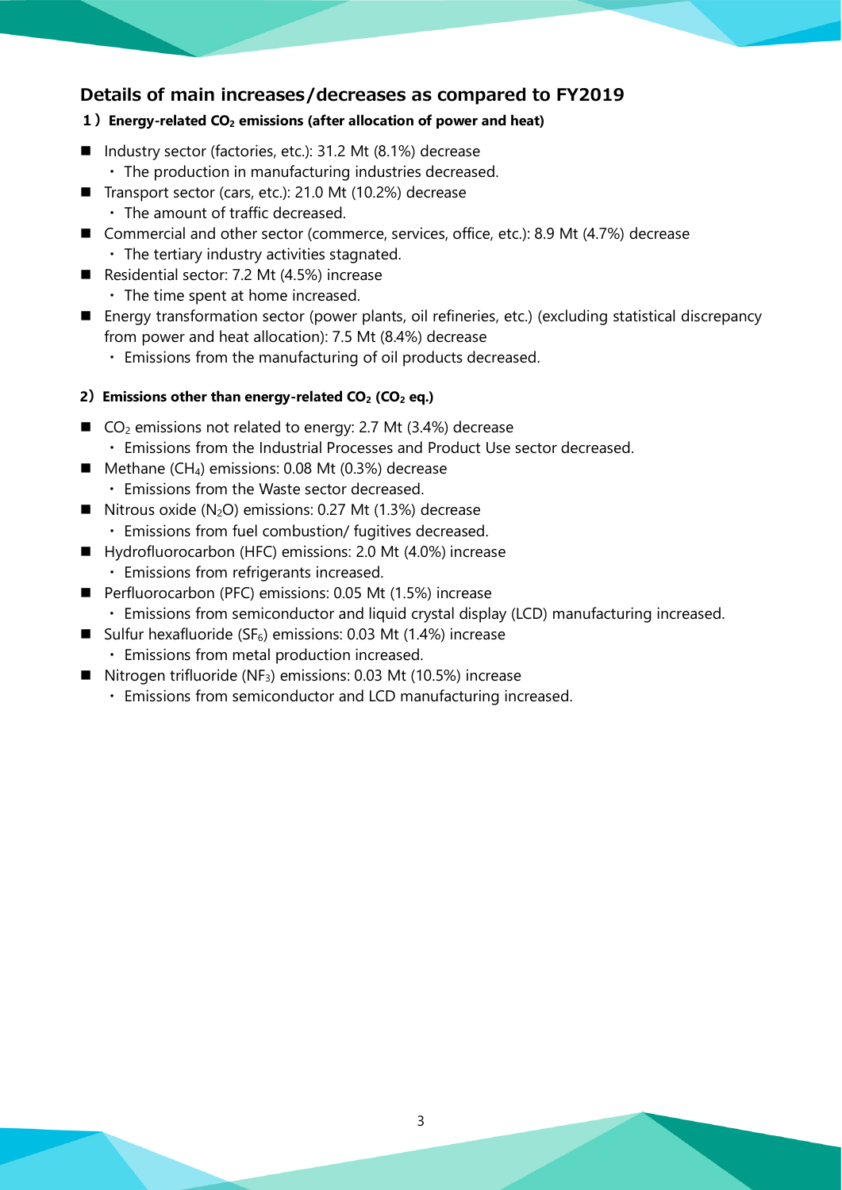## Details of main increases/decreases as compared to FY2019

### 1）Energy-related $CO_2$ emissions (after allocation of power and heat)

- Industry sector (factories, etc.): 31.2 Mt (8.1%) decrease
  - The production in manufacturing industries decreased.
- Transport sector (cars, etc.): 21.0 Mt (10.2%) decrease
  - The amount of traffic decreased.
- Commercial and other sector (commerce, services, office, etc.): 8.9 Mt (4.7%) decrease
  - The tertiary industry activities stagnated.
- Residential sector: 7.2 Mt (4.5%) increase
  - The time spent at home increased.
- Energy transformation sector (power plants, oil refineries, etc.) (excluding statistical discrepancy from power and heat allocation): 7.5 Mt (8.4%) decrease
  - Emissions from the manufacturing of oil products decreased.

### 2）Emissions other than energy-related $CO_2$ ($CO_2$ eq.)

- $CO_2$ emissions not related to energy: 2.7 Mt (3.4%) decrease
  - Emissions from the Industrial Processes and Product Use sector decreased.
- Methane ($CH_4$) emissions: 0.08 Mt (0.3%) decrease
  - Emissions from the Waste sector decreased.
- Nitrous oxide ($N_2O$) emissions: 0.27 Mt (1.3%) decrease
  - Emissions from fuel combustion/ fugitives decreased.
- Hydrofluorocarbon (HFC) emissions: 2.0 Mt (4.0%) increase
  - Emissions from refrigerants increased.
- Perfluorocarbon (PFC) emissions: 0.05 Mt (1.5%) increase
  - Emissions from semiconductor and liquid crystal display (LCD) manufacturing increased.
- Sulfur hexafluoride ($SF_6$) emissions: 0.03 Mt (1.4%) increase
  - Emissions from metal production increased.
- Nitrogen trifluoride ($NF_3$) emissions: 0.03 Mt (10.5%) increase
  - Emissions from semiconductor and LCD manufacturing increased.